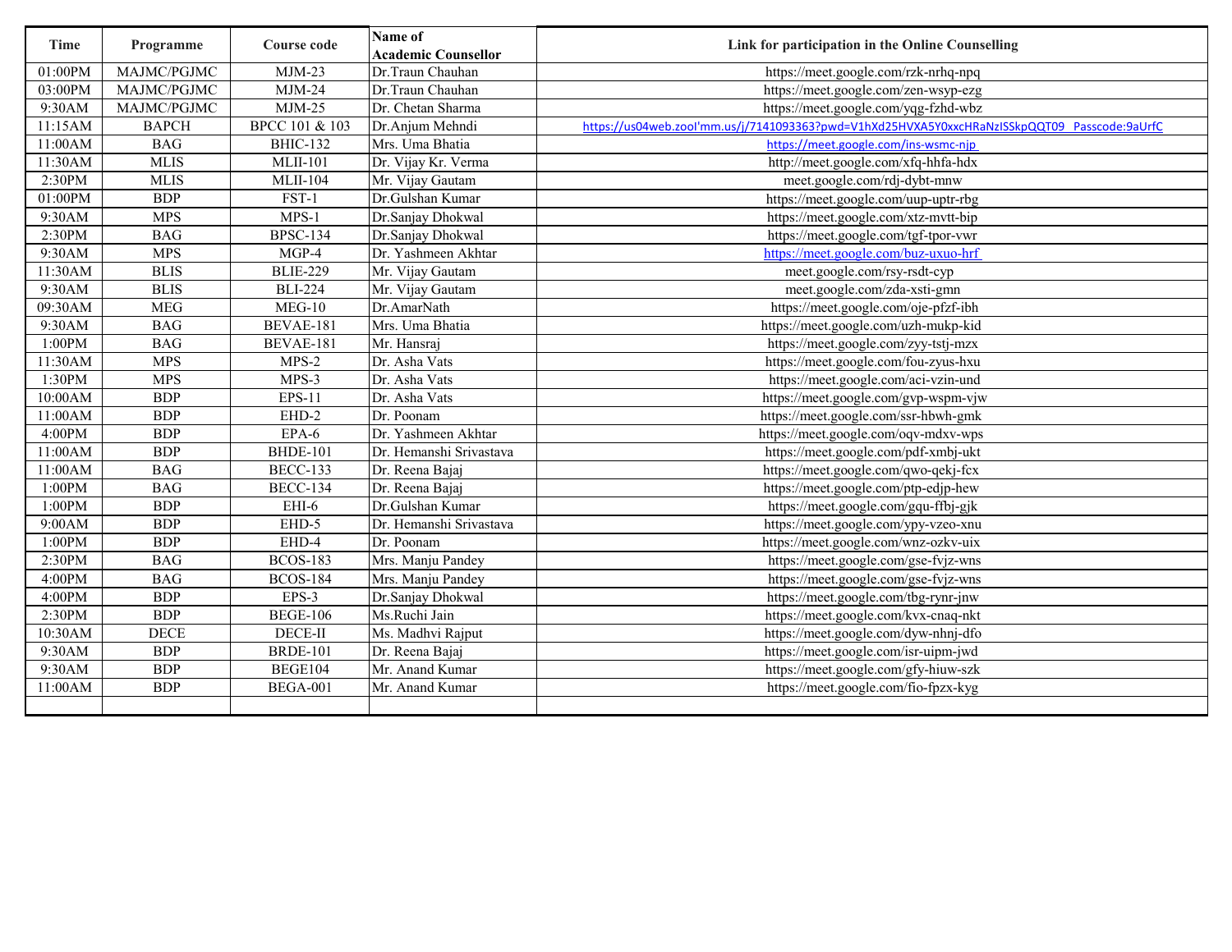| Time | Programme | Course code | Name of Academic Counsellor | Link for participation in the Online Counselling |
|---|---|---|---|---|
| 01:00PM | MAJMC/PGJMC | MJM-23 | Dr.Traun Chauhan | https://meet.google.com/rzk-nrhq-npq |
| 03:00PM | MAJMC/PGJMC | MJM-24 | Dr.Traun Chauhan | https://meet.google.com/zen-wsyp-ezg |
| 9:30AM | MAJMC/PGJMC | MJM-25 | Dr. Chetan Sharma | https://meet.google.com/yqg-fzhd-wbz |
| 11:15AM | BAPCH | BPCC 101 & 103 | Dr.Anjum Mehndi | https://us04web.zool'mm.us/j/7141093363?pwd=V1hXd25HVXA5Y0xxcHRaNzlSSkpQQT09 Passcode:9aUrfC |
| 11:00AM | BAG | BHIC-132 | Mrs. Uma Bhatia | https://meet.google.com/ins-wsmc-njp |
| 11:30AM | MLIS | MLII-101 | Dr. Vijay Kr. Verma | http://meet.google.com/xfq-hhfa-hdx |
| 2:30PM | MLIS | MLII-104 | Mr. Vijay Gautam | meet.google.com/rdj-dybt-mnw |
| 01:00PM | BDP | FST-1 | Dr.Gulshan Kumar | https://meet.google.com/uup-uptr-rbg |
| 9:30AM | MPS | MPS-1 | Dr.Sanjay Dhokwal | https://meet.google.com/xtz-mvtt-bip |
| 2:30PM | BAG | BPSC-134 | Dr.Sanjay Dhokwal | https://meet.google.com/tgf-tpor-vwr |
| 9:30AM | MPS | MGP-4 | Dr. Yashmeen Akhtar | https://meet.google.com/buz-uxuo-hrf |
| 11:30AM | BLIS | BLIE-229 | Mr. Vijay Gautam | meet.google.com/rsy-rsdt-cyp |
| 9:30AM | BLIS | BLI-224 | Mr. Vijay Gautam | meet.google.com/zda-xsti-gmn |
| 09:30AM | MEG | MEG-10 | Dr.AmarNath | https://meet.google.com/oje-pfzf-ibh |
| 9:30AM | BAG | BEVAE-181 | Mrs. Uma Bhatia | https://meet.google.com/uzh-mukp-kid |
| 1:00PM | BAG | BEVAE-181 | Mr. Hansraj | https://meet.google.com/zyy-tstj-mzx |
| 11:30AM | MPS | MPS-2 | Dr. Asha Vats | https://meet.google.com/fou-zyus-hxu |
| 1:30PM | MPS | MPS-3 | Dr. Asha Vats | https://meet.google.com/aci-vzin-und |
| 10:00AM | BDP | EPS-11 | Dr. Asha Vats | https://meet.google.com/gvp-wspm-vjw |
| 11:00AM | BDP | EHD-2 | Dr. Poonam | https://meet.google.com/ssr-hbwh-gmk |
| 4:00PM | BDP | EPA-6 | Dr. Yashmeen Akhtar | https://meet.google.com/oqv-mdxv-wps |
| 11:00AM | BDP | BHDE-101 | Dr. Hemanshi Srivastava | https://meet.google.com/pdf-xmbj-ukt |
| 11:00AM | BAG | BECC-133 | Dr. Reena Bajaj | https://meet.google.com/qwo-qekj-fcx |
| 1:00PM | BAG | BECC-134 | Dr. Reena Bajaj | https://meet.google.com/ptp-edjp-hew |
| 1:00PM | BDP | EHI-6 | Dr.Gulshan Kumar | https://meet.google.com/gqu-ffbj-gjk |
| 9:00AM | BDP | EHD-5 | Dr. Hemanshi Srivastava | https://meet.google.com/ypy-vzeo-xnu |
| 1:00PM | BDP | EHD-4 | Dr. Poonam | https://meet.google.com/wnz-ozkv-uix |
| 2:30PM | BAG | BCOS-183 | Mrs. Manju Pandey | https://meet.google.com/gse-fvjz-wns |
| 4:00PM | BAG | BCOS-184 | Mrs. Manju Pandey | https://meet.google.com/gse-fvjz-wns |
| 4:00PM | BDP | EPS-3 | Dr.Sanjay Dhokwal | https://meet.google.com/tbg-rynr-jnw |
| 2:30PM | BDP | BEGE-106 | Ms.Ruchi Jain | https://meet.google.com/kvx-cnaq-nkt |
| 10:30AM | DECE | DECE-II | Ms. Madhvi Rajput | https://meet.google.com/dyw-nhnj-dfo |
| 9:30AM | BDP | BRDE-101 | Dr. Reena Bajaj | https://meet.google.com/isr-uipm-jwd |
| 9:30AM | BDP | BEGE104 | Mr. Anand Kumar | https://meet.google.com/gfy-hiuw-szk |
| 11:00AM | BDP | BEGA-001 | Mr. Anand Kumar | https://meet.google.com/fio-fpzx-kyg |
| | | | | |